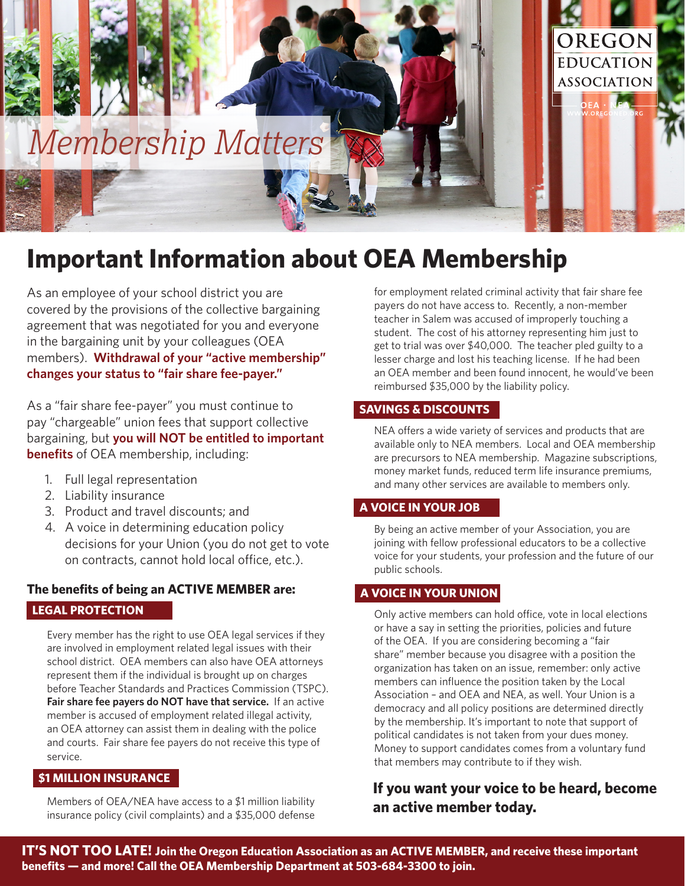OREGON EDUCATION ASSOCIATION

OEA • NEA
WWW.OREGONED.ORG

*Membership Matters*

# Important Information about OEA Membership

As an employee of your school district you are covered by the provisions of the collective bargaining agreement that was negotiated for you and everyone in the bargaining unit by your colleagues (OEA members). **Withdrawal of your "active membership" changes your status to "fair share fee-payer."**

As a "fair share fee-payer" you must continue to pay "chargeable" union fees that support collective bargaining, but **you will NOT be entitled to important benefits** of OEA membership, including:

1. Full legal representation
2. Liability insurance
3. Product and travel discounts; and
4. A voice in determining education policy decisions for your Union (you do not get to vote on contracts, cannot hold local office, etc.).

### The benefits of being an ACTIVE MEMBER are:

#### LEGAL PROTECTION

Every member has the right to use OEA legal services if they are involved in employment related legal issues with their school district. OEA members can also have OEA attorneys represent them if the individual is brought up on charges before Teacher Standards and Practices Commission (TSPC). **Fair share fee payers do NOT have that service.** If an active member is accused of employment related illegal activity, an OEA attorney can assist them in dealing with the police and courts. Fair share fee payers do not receive this type of service.

#### $1 MILLION INSURANCE

Members of OEA/NEA have access to a $1 million liability insurance policy (civil complaints) and a $35,000 defense for employment related criminal activity that fair share fee payers do not have access to. Recently, a non-member teacher in Salem was accused of improperly touching a student. The cost of his attorney representing him just to get to trial was over $40,000. The teacher pled guilty to a lesser charge and lost his teaching license. If he had been an OEA member and been found innocent, he would've been reimbursed $35,000 by the liability policy.

#### SAVINGS & DISCOUNTS

NEA offers a wide variety of services and products that are available only to NEA members. Local and OEA membership are precursors to NEA membership. Magazine subscriptions, money market funds, reduced term life insurance premiums, and many other services are available to members only.

#### A VOICE IN YOUR JOB

By being an active member of your Association, you are joining with fellow professional educators to be a collective voice for your students, your profession and the future of our public schools.

#### A VOICE IN YOUR UNION

Only active members can hold office, vote in local elections or have a say in setting the priorities, policies and future of the OEA. If you are considering becoming a "fair share" member because you disagree with a position the organization has taken on an issue, remember: only active members can influence the position taken by the Local Association – and OEA and NEA, as well. Your Union is a democracy and all policy positions are determined directly by the membership. It's important to note that support of political candidates is not taken from your dues money. Money to support candidates comes from a voluntary fund that members may contribute to if they wish.

**If you want your voice to be heard, become an active member today.**

**IT'S NOT TOO LATE! Join the Oregon Education Association as an ACTIVE MEMBER, and receive these important benefits — and more! Call the OEA Membership Department at 503-684-3300 to join.**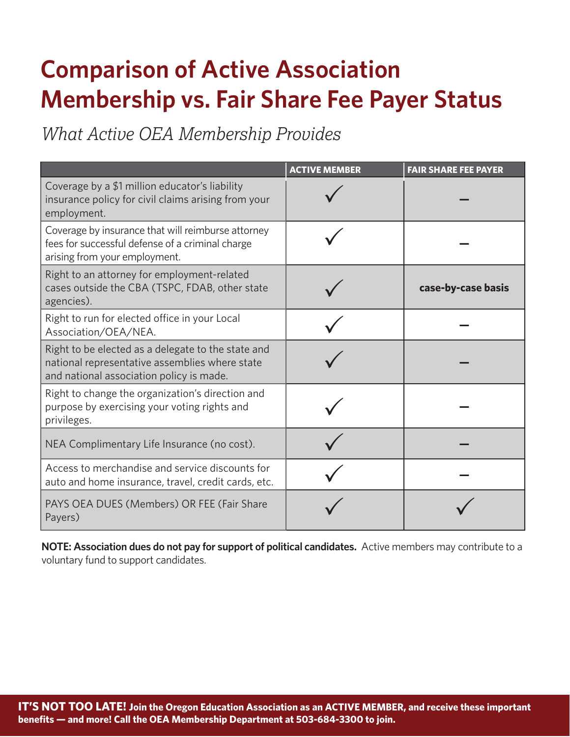# Comparison of Active Association Membership vs. Fair Share Fee Payer Status

*What Active OEA Membership Provides*

| | ACTIVE MEMBER | FAIR SHARE FEE PAYER |
|---|---|---|
| Coverage by a $1 million educator's liability insurance policy for civil claims arising from your employment. | ✓ | – |
| Coverage by insurance that will reimburse attorney fees for successful defense of a criminal charge arising from your employment. | ✓ | – |
| Right to an attorney for employment-related cases outside the CBA (TSPC, FDAB, other state agencies). | ✓ | **case-by-case basis** |
| Right to run for elected office in your Local Association/OEA/NEA. | ✓ | – |
| Right to be elected as a delegate to the state and national representative assemblies where state and national association policy is made. | ✓ | – |
| Right to change the organization's direction and purpose by exercising your voting rights and privileges. | ✓ | – |
| NEA Complimentary Life Insurance (no cost). | ✓ | – |
| Access to merchandise and service discounts for auto and home insurance, travel, credit cards, etc. | ✓ | – |
| PAYS OEA DUES (Members) OR FEE (Fair Share Payers) | ✓ | ✓ |

**NOTE: Association dues do not pay for support of political candidates.** Active members may contribute to a voluntary fund to support candidates.

**IT'S NOT TOO LATE! Join the Oregon Education Association as an ACTIVE MEMBER, and receive these important benefits — and more! Call the OEA Membership Department at 503-684-3300 to join.**